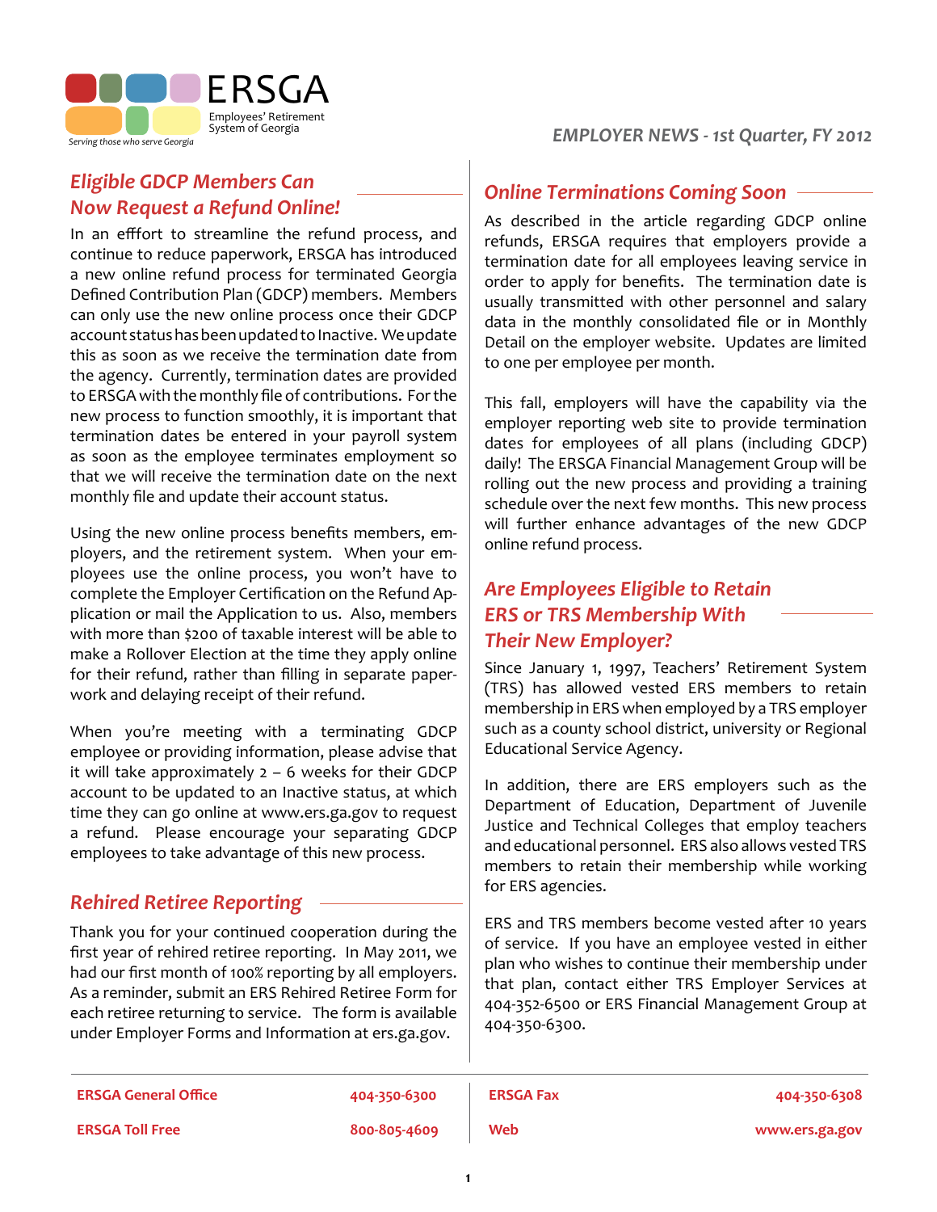ERSGA

Employees' Retirement System of Georgia

*Serving those who serve Georgia*

*EMPLOYER NEWS - 1st Quarter, FY 2012*

## Eligible GDCP Members Can Now Request a Refund Online!

In an efffort to streamline the refund process, and continue to reduce paperwork, ERSGA has introduced a new online refund process for terminated Georgia Defined Contribution Plan (GDCP) members. Members can only use the new online process once their GDCP account status has been updated to Inactive. We update this as soon as we receive the termination date from the agency. Currently, termination dates are provided to ERSGA with the monthly file of contributions. For the new process to function smoothly, it is important that termination dates be entered in your payroll system as soon as the employee terminates employment so that we will receive the termination date on the next monthly file and update their account status.

Using the new online process benefits members, employers, and the retirement system. When your employees use the online process, you won't have to complete the Employer Certification on the Refund Application or mail the Application to us. Also, members with more than $200 of taxable interest will be able to make a Rollover Election at the time they apply online for their refund, rather than filling in separate paperwork and delaying receipt of their refund.

When you're meeting with a terminating GDCP employee or providing information, please advise that it will take approximately 2 – 6 weeks for their GDCP account to be updated to an Inactive status, at which time they can go online at www.ers.ga.gov to request a refund. Please encourage your separating GDCP employees to take advantage of this new process.

## Rehired Retiree Reporting

Thank you for your continued cooperation during the first year of rehired retiree reporting. In May 2011, we had our first month of 100% reporting by all employers. As a reminder, submit an ERS Rehired Retiree Form for each retiree returning to service. The form is available under Employer Forms and Information at ers.ga.gov.

## Online Terminations Coming Soon

As described in the article regarding GDCP online refunds, ERSGA requires that employers provide a termination date for all employees leaving service in order to apply for benefits. The termination date is usually transmitted with other personnel and salary data in the monthly consolidated file or in Monthly Detail on the employer website. Updates are limited to one per employee per month.

This fall, employers will have the capability via the employer reporting web site to provide termination dates for employees of all plans (including GDCP) daily! The ERSGA Financial Management Group will be rolling out the new process and providing a training schedule over the next few months. This new process will further enhance advantages of the new GDCP online refund process.

## Are Employees Eligible to Retain ERS or TRS Membership With Their New Employer?

Since January 1, 1997, Teachers' Retirement System (TRS) has allowed vested ERS members to retain membership in ERS when employed by a TRS employer such as a county school district, university or Regional Educational Service Agency.

In addition, there are ERS employers such as the Department of Education, Department of Juvenile Justice and Technical Colleges that employ teachers and educational personnel. ERS also allows vested TRS members to retain their membership while working for ERS agencies.

ERS and TRS members become vested after 10 years of service. If you have an employee vested in either plan who wishes to continue their membership under that plan, contact either TRS Employer Services at 404-352-6500 or ERS Financial Management Group at 404-350-6300.

| | | | |
|---|---|---|---|
| **ERSGA General Office** | **404-350-6300** | **ERSGA Fax** | **404-350-6308** |
| **ERSGA Toll Free** | **800-805-4609** | **Web** | **www.ers.ga.gov** |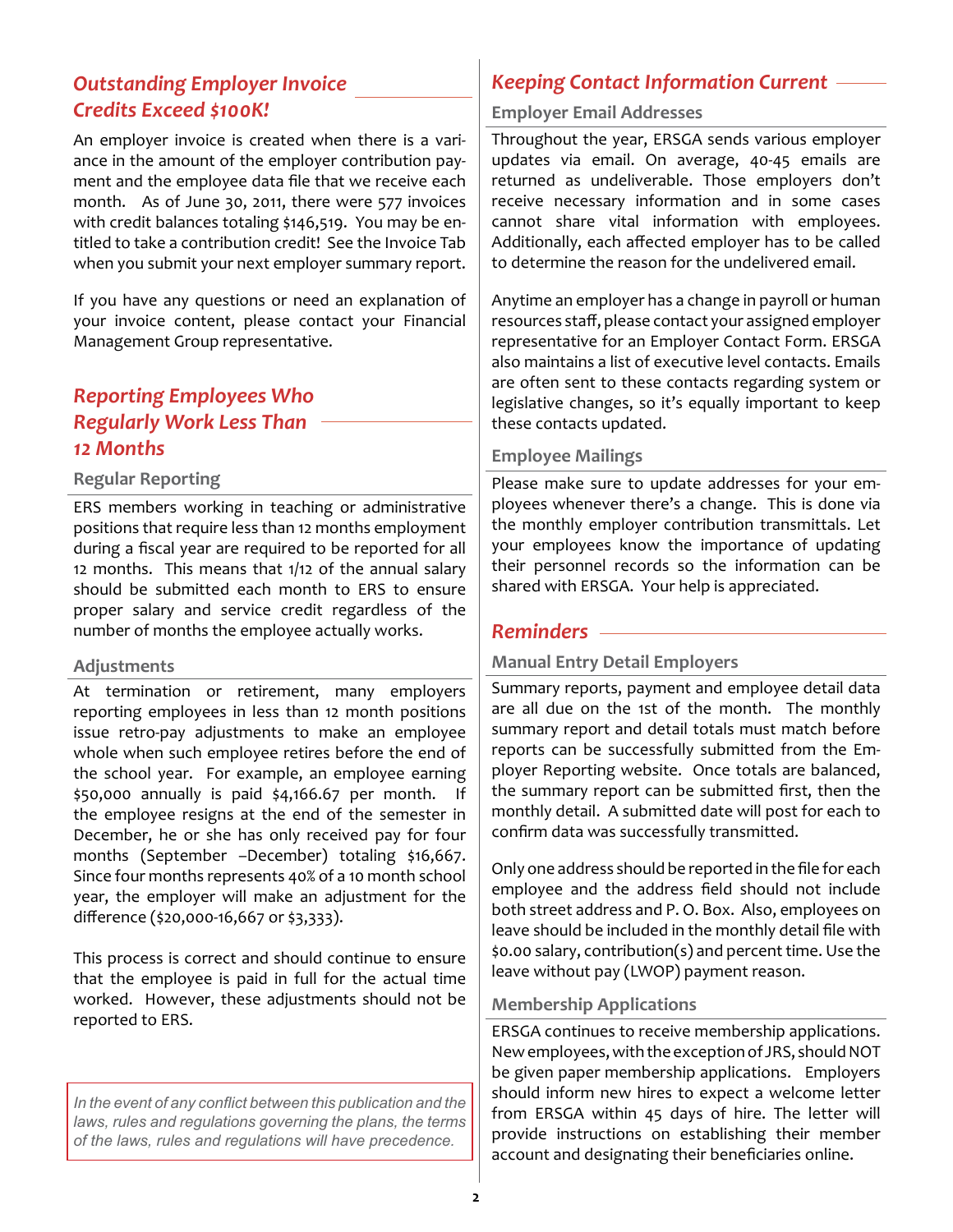## *Outstanding Employer Invoice Credits Exceed $100K!*

An employer invoice is created when there is a variance in the amount of the employer contribution payment and the employee data file that we receive each month. As of June 30, 2011, there were 577 invoices with credit balances totaling $146,519. You may be entitled to take a contribution credit! See the Invoice Tab when you submit your next employer summary report.

If you have any questions or need an explanation of your invoice content, please contact your Financial Management Group representative.

## *Reporting Employees Who Regularly Work Less Than 12 Months*

### Regular Reporting

ERS members working in teaching or administrative positions that require less than 12 months employment during a fiscal year are required to be reported for all 12 months. This means that 1/12 of the annual salary should be submitted each month to ERS to ensure proper salary and service credit regardless of the number of months the employee actually works.

### Adjustments

At termination or retirement, many employers reporting employees in less than 12 month positions issue retro-pay adjustments to make an employee whole when such employee retires before the end of the school year. For example, an employee earning $50,000 annually is paid $4,166.67 per month. If the employee resigns at the end of the semester in December, he or she has only received pay for four months (September –December) totaling $16,667. Since four months represents 40% of a 10 month school year, the employer will make an adjustment for the difference ($20,000-16,667 or $3,333).

This process is correct and should continue to ensure that the employee is paid in full for the actual time worked. However, these adjustments should not be reported to ERS.

*In the event of any conflict between this publication and the laws, rules and regulations governing the plans, the terms of the laws, rules and regulations will have precedence.*

## *Keeping Contact Information Current*

### Employer Email Addresses

Throughout the year, ERSGA sends various employer updates via email. On average, 40-45 emails are returned as undeliverable. Those employers don't receive necessary information and in some cases cannot share vital information with employees. Additionally, each affected employer has to be called to determine the reason for the undelivered email.

Anytime an employer has a change in payroll or human resources staff, please contact your assigned employer representative for an Employer Contact Form. ERSGA also maintains a list of executive level contacts. Emails are often sent to these contacts regarding system or legislative changes, so it's equally important to keep these contacts updated.

### Employee Mailings

Please make sure to update addresses for your employees whenever there's a change. This is done via the monthly employer contribution transmittals. Let your employees know the importance of updating their personnel records so the information can be shared with ERSGA. Your help is appreciated.

## *Reminders*

### Manual Entry Detail Employers

Summary reports, payment and employee detail data are all due on the 1st of the month. The monthly summary report and detail totals must match before reports can be successfully submitted from the Employer Reporting website. Once totals are balanced, the summary report can be submitted first, then the monthly detail. A submitted date will post for each to confirm data was successfully transmitted.

Only one address should be reported in the file for each employee and the address field should not include both street address and P. O. Box. Also, employees on leave should be included in the monthly detail file with $0.00 salary, contribution(s) and percent time. Use the leave without pay (LWOP) payment reason.

### Membership Applications

ERSGA continues to receive membership applications. New employees, with the exception of JRS, should NOT be given paper membership applications. Employers should inform new hires to expect a welcome letter from ERSGA within 45 days of hire. The letter will provide instructions on establishing their member account and designating their beneficiaries online.